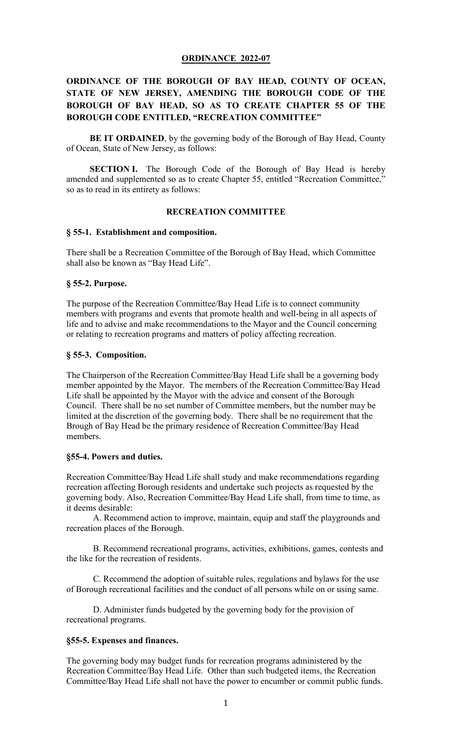**ORDINANCE 2022-07**

**ORDINANCE OF THE BOROUGH OF BAY HEAD, COUNTY OF OCEAN, STATE OF NEW JERSEY, AMENDING THE BOROUGH CODE OF THE BOROUGH OF BAY HEAD, SO AS TO CREATE CHAPTER 55 OF THE BOROUGH CODE ENTITLED, "RECREATION COMMITTEE"**

**BE IT ORDAINED**, by the governing body of the Borough of Bay Head, County of Ocean, State of New Jersey, as follows:

**SECTION I.** The Borough Code of the Borough of Bay Head is hereby amended and supplemented so as to create Chapter 55, entitled "Recreation Committee," so as to read in its entirety as follows:

**RECREATION COMMITTEE**

**§ 55-1. Establishment and composition.**

There shall be a Recreation Committee of the Borough of Bay Head, which Committee shall also be known as "Bay Head Life".

**§ 55-2. Purpose.**

The purpose of the Recreation Committee/Bay Head Life is to connect community members with programs and events that promote health and well-being in all aspects of life and to advise and make recommendations to the Mayor and the Council concerning or relating to recreation programs and matters of policy affecting recreation.

**§ 55-3. Composition.**

The Chairperson of the Recreation Committee/Bay Head Life shall be a governing body member appointed by the Mayor. The members of the Recreation Committee/Bay Head Life shall be appointed by the Mayor with the advice and consent of the Borough Council. There shall be no set number of Committee members, but the number may be limited at the discretion of the governing body. There shall be no requirement that the Brough of Bay Head be the primary residence of Recreation Committee/Bay Head members.

**§55-4. Powers and duties.**

Recreation Committee/Bay Head Life shall study and make recommendations regarding recreation affecting Borough residents and undertake such projects as requested by the governing body. Also, Recreation Committee/Bay Head Life shall, from time to time, as it deems desirable:

A. Recommend action to improve, maintain, equip and staff the playgrounds and recreation places of the Borough.

B. Recommend recreational programs, activities, exhibitions, games, contests and the like for the recreation of residents.

C. Recommend the adoption of suitable rules, regulations and bylaws for the use of Borough recreational facilities and the conduct of all persons while on or using same.

D. Administer funds budgeted by the governing body for the provision of recreational programs.

**§55-5. Expenses and finances.**

The governing body may budget funds for recreation programs administered by the Recreation Committee/Bay Head Life. Other than such budgeted items, the Recreation Committee/Bay Head Life shall not have the power to encumber or commit public funds.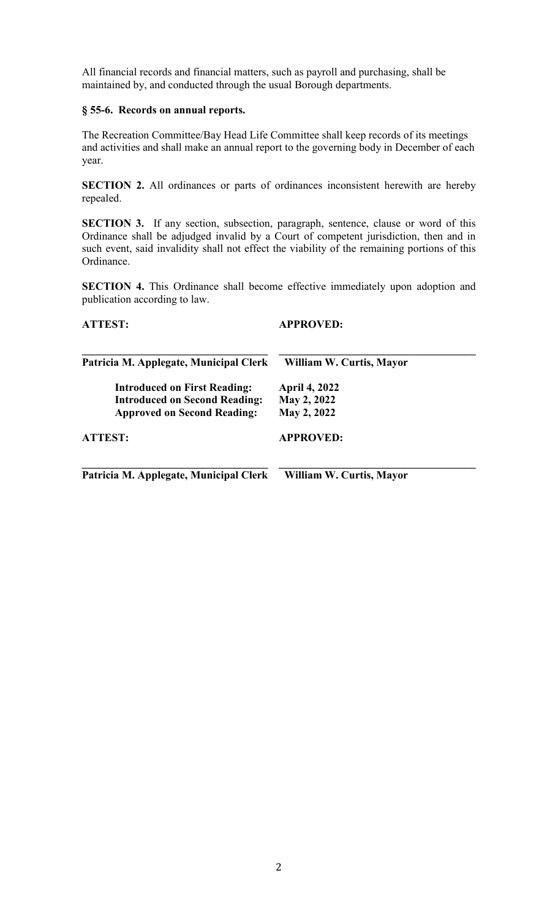All financial records and financial matters, such as payroll and purchasing, shall be maintained by, and conducted through the usual Borough departments.

### § 55-6. Records on annual reports.

The Recreation Committee/Bay Head Life Committee shall keep records of its meetings and activities and shall make an annual report to the governing body in December of each year.

**SECTION 2.** All ordinances or parts of ordinances inconsistent herewith are hereby repealed.

**SECTION 3.** If any section, subsection, paragraph, sentence, clause or word of this Ordinance shall be adjudged invalid by a Court of competent jurisdiction, then and in such event, said invalidity shall not effect the viability of the remaining portions of this Ordinance.

**SECTION 4.** This Ordinance shall become effective immediately upon adoption and publication according to law.

| | |
|---|---|
| **ATTEST:** | **APPROVED:** |
| ______________________________ | ______________________________ |
| **Patricia M. Applegate, Municipal Clerk** | **William W. Curtis, Mayor** |
| **Introduced on First Reading:** | **April 4, 2022** |
| **Introduced on Second Reading:** | **May 2, 2022** |
| **Approved on Second Reading:** | **May 2, 2022** |
| **ATTEST:** | **APPROVED:** |
| ______________________________ | ______________________________ |
| **Patricia M. Applegate, Municipal Clerk** | **William W. Curtis, Mayor** |